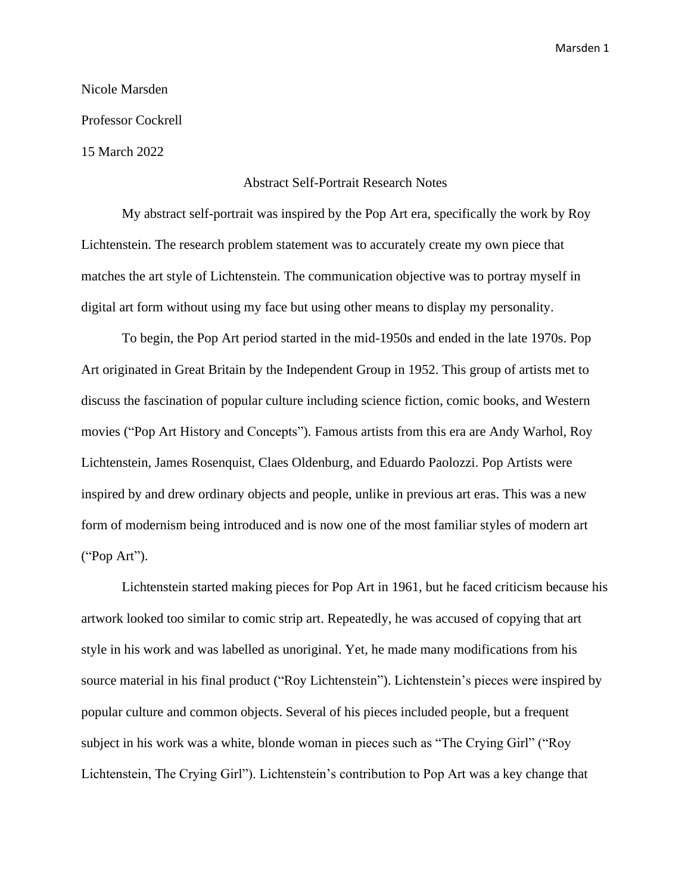Nicole Marsden

Professor Cockrell

15 March 2022

# Abstract Self-Portrait Research Notes

My abstract self-portrait was inspired by the Pop Art era, specifically the work by Roy Lichtenstein. The research problem statement was to accurately create my own piece that matches the art style of Lichtenstein. The communication objective was to portray myself in digital art form without using my face but using other means to display my personality.

To begin, the Pop Art period started in the mid-1950s and ended in the late 1970s. Pop Art originated in Great Britain by the Independent Group in 1952. This group of artists met to discuss the fascination of popular culture including science fiction, comic books, and Western movies ("Pop Art History and Concepts"). Famous artists from this era are Andy Warhol, Roy Lichtenstein, James Rosenquist, Claes Oldenburg, and Eduardo Paolozzi. Pop Artists were inspired by and drew ordinary objects and people, unlike in previous art eras. This was a new form of modernism being introduced and is now one of the most familiar styles of modern art ("Pop Art").

Lichtenstein started making pieces for Pop Art in 1961, but he faced criticism because his artwork looked too similar to comic strip art. Repeatedly, he was accused of copying that art style in his work and was labelled as unoriginal. Yet, he made many modifications from his source material in his final product ("Roy Lichtenstein"). Lichtenstein's pieces were inspired by popular culture and common objects. Several of his pieces included people, but a frequent subject in his work was a white, blonde woman in pieces such as "The Crying Girl" ("Roy Lichtenstein, The Crying Girl"). Lichtenstein's contribution to Pop Art was a key change that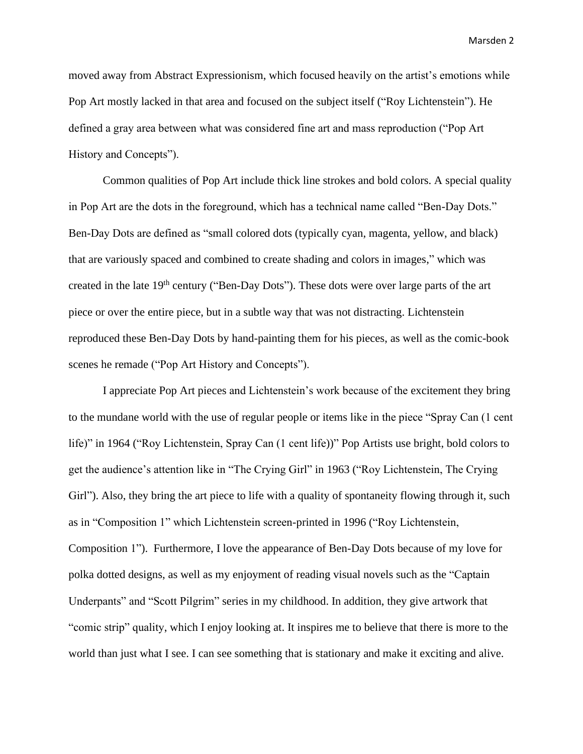moved away from Abstract Expressionism, which focused heavily on the artist's emotions while Pop Art mostly lacked in that area and focused on the subject itself ("Roy Lichtenstein"). He defined a gray area between what was considered fine art and mass reproduction ("Pop Art History and Concepts").

Common qualities of Pop Art include thick line strokes and bold colors. A special quality in Pop Art are the dots in the foreground, which has a technical name called "Ben-Day Dots." Ben-Day Dots are defined as "small colored dots (typically cyan, magenta, yellow, and black) that are variously spaced and combined to create shading and colors in images," which was created in the late 19th century ("Ben-Day Dots"). These dots were over large parts of the art piece or over the entire piece, but in a subtle way that was not distracting. Lichtenstein reproduced these Ben-Day Dots by hand-painting them for his pieces, as well as the comic-book scenes he remade ("Pop Art History and Concepts").

I appreciate Pop Art pieces and Lichtenstein's work because of the excitement they bring to the mundane world with the use of regular people or items like in the piece "Spray Can (1 cent life)" in 1964 ("Roy Lichtenstein, Spray Can (1 cent life))" Pop Artists use bright, bold colors to get the audience's attention like in "The Crying Girl" in 1963 ("Roy Lichtenstein, The Crying Girl"). Also, they bring the art piece to life with a quality of spontaneity flowing through it, such as in "Composition 1" which Lichtenstein screen-printed in 1996 ("Roy Lichtenstein, Composition 1"). Furthermore, I love the appearance of Ben-Day Dots because of my love for polka dotted designs, as well as my enjoyment of reading visual novels such as the "Captain Underpants" and "Scott Pilgrim" series in my childhood. In addition, they give artwork that "comic strip" quality, which I enjoy looking at. It inspires me to believe that there is more to the world than just what I see. I can see something that is stationary and make it exciting and alive.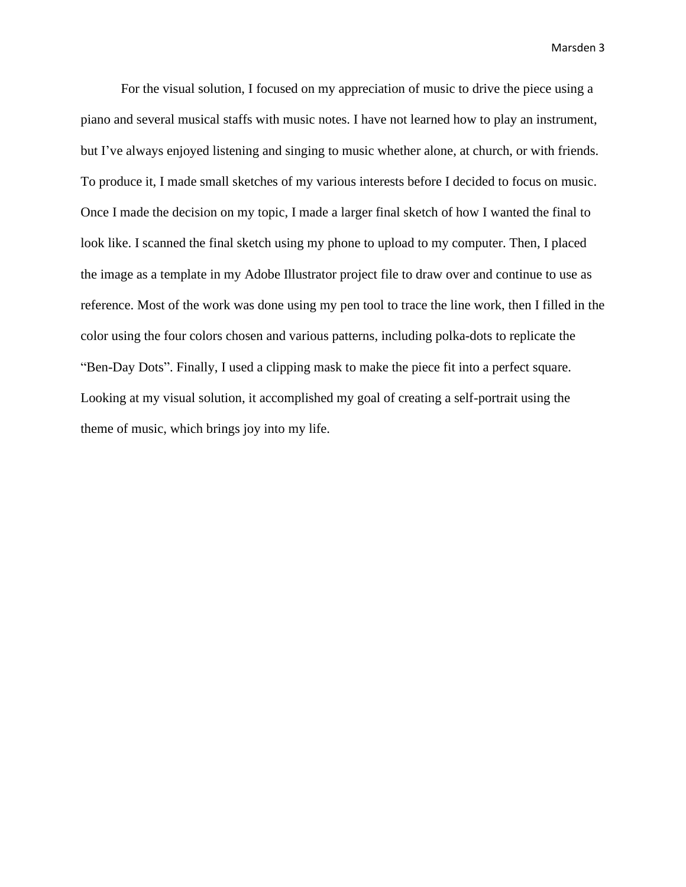For the visual solution, I focused on my appreciation of music to drive the piece using a piano and several musical staffs with music notes. I have not learned how to play an instrument, but I've always enjoyed listening and singing to music whether alone, at church, or with friends. To produce it, I made small sketches of my various interests before I decided to focus on music. Once I made the decision on my topic, I made a larger final sketch of how I wanted the final to look like. I scanned the final sketch using my phone to upload to my computer. Then, I placed the image as a template in my Adobe Illustrator project file to draw over and continue to use as reference. Most of the work was done using my pen tool to trace the line work, then I filled in the color using the four colors chosen and various patterns, including polka-dots to replicate the "Ben-Day Dots". Finally, I used a clipping mask to make the piece fit into a perfect square. Looking at my visual solution, it accomplished my goal of creating a self-portrait using the theme of music, which brings joy into my life.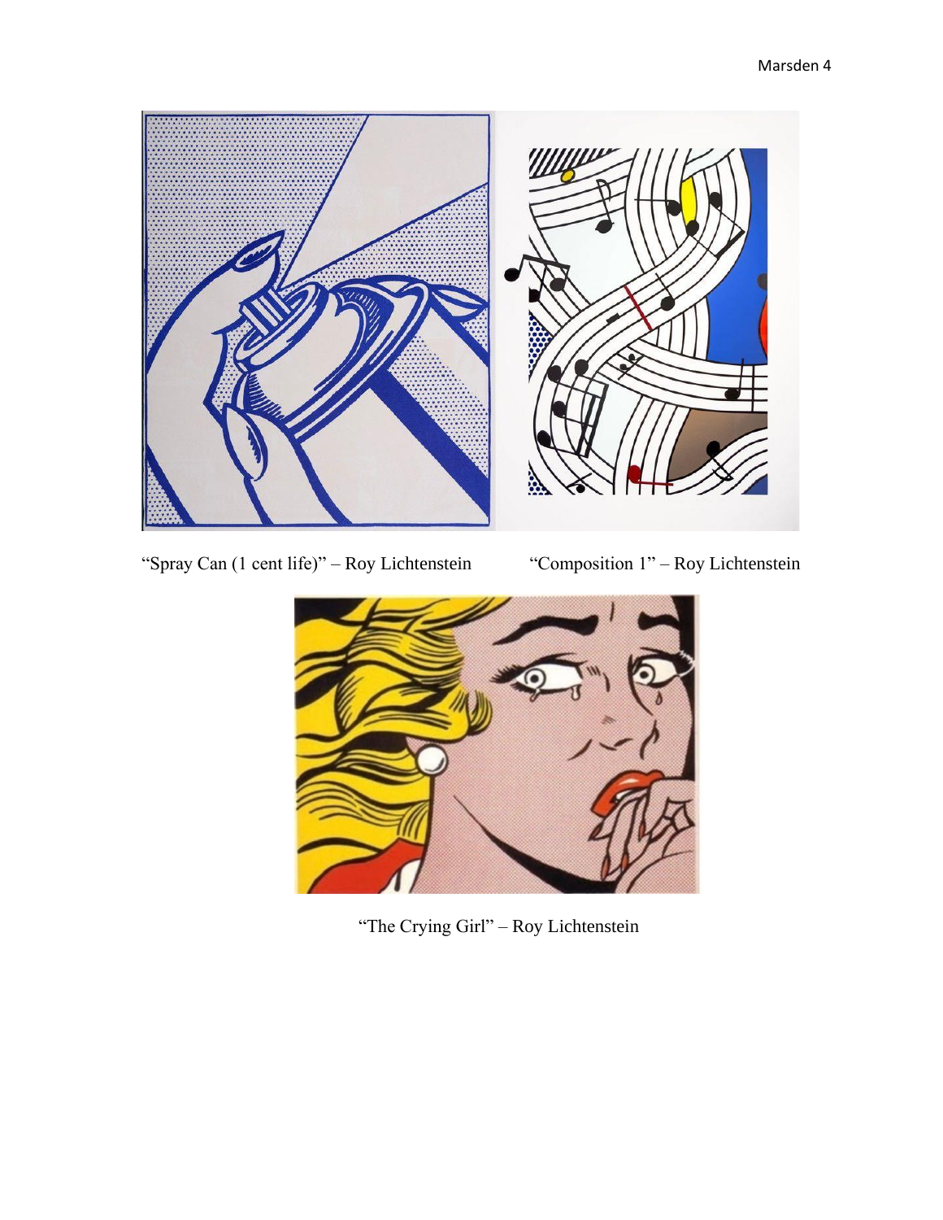"Spray Can (1 cent life)" – Roy Lichtenstein

"Composition 1" – Roy Lichtenstein

"The Crying Girl" – Roy Lichtenstein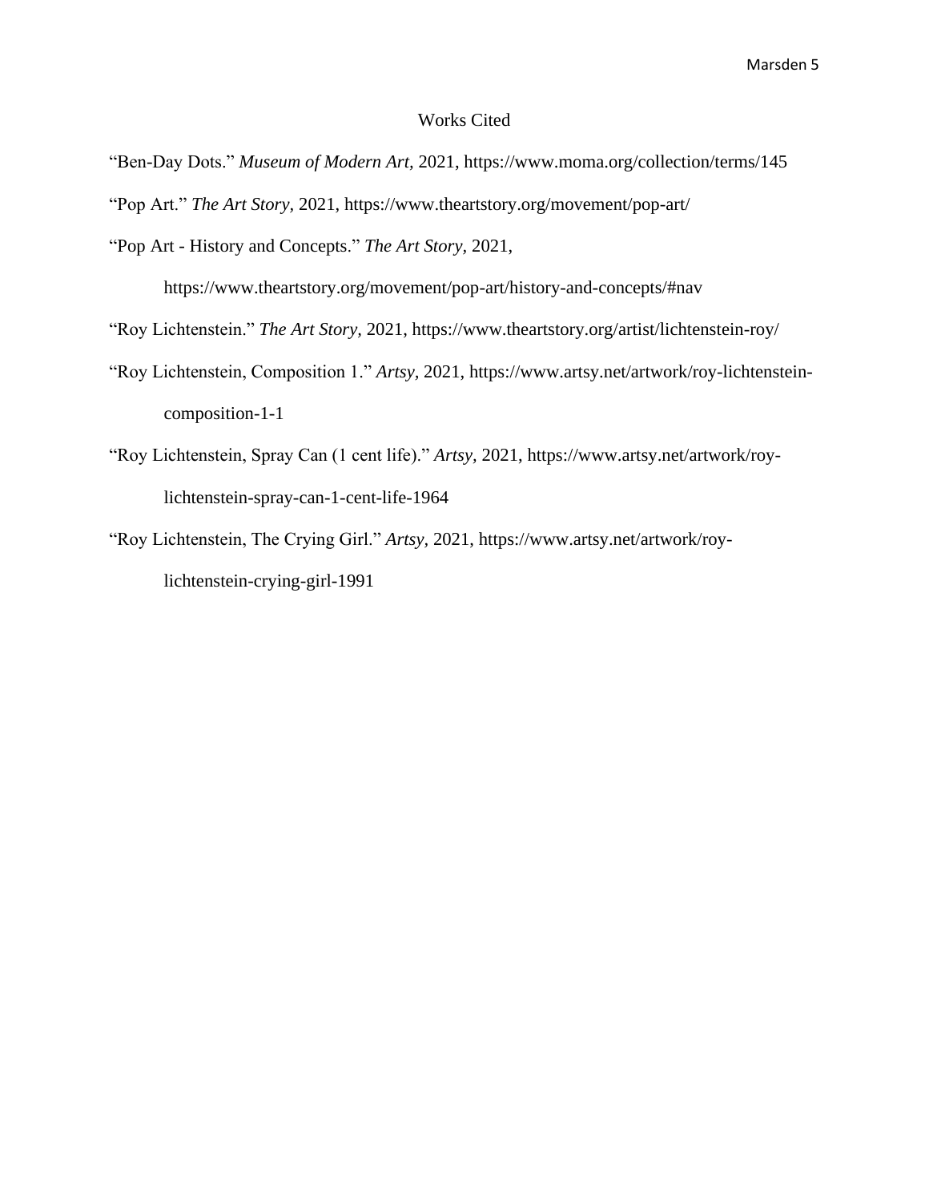# Works Cited

"Ben-Day Dots." *Museum of Modern Art*, 2021, https://www.moma.org/collection/terms/145

"Pop Art." *The Art Story*, 2021, https://www.theartstory.org/movement/pop-art/

"Pop Art - History and Concepts." *The Art Story*, 2021, https://www.theartstory.org/movement/pop-art/history-and-concepts/#nav

"Roy Lichtenstein." *The Art Story*, 2021, https://www.theartstory.org/artist/lichtenstein-roy/

"Roy Lichtenstein, Composition 1." *Artsy*, 2021, https://www.artsy.net/artwork/roy-lichtenstein-composition-1-1

"Roy Lichtenstein, Spray Can (1 cent life)." *Artsy*, 2021, https://www.artsy.net/artwork/roy-lichtenstein-spray-can-1-cent-life-1964

"Roy Lichtenstein, The Crying Girl." *Artsy*, 2021, https://www.artsy.net/artwork/roy-lichtenstein-crying-girl-1991